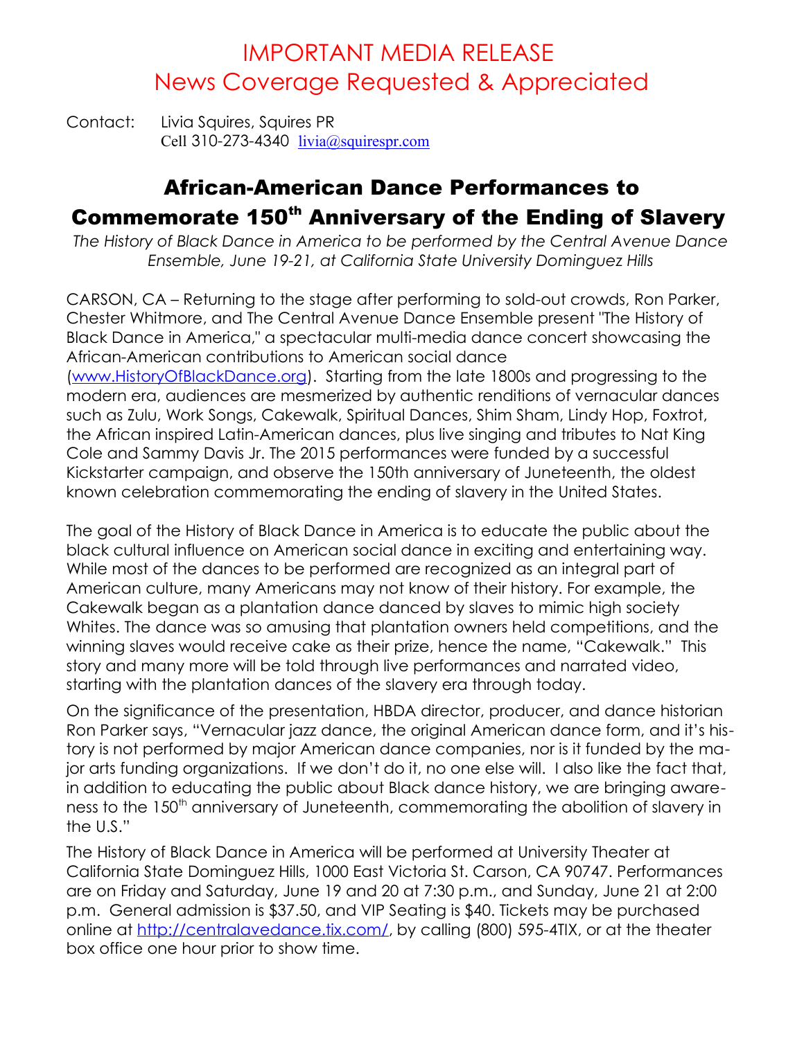# IMPORTANT MEDIA RELEASE
# News Coverage Requested & Appreciated

Contact: Livia Squires, Squires PR
Cell 310-273-4340 livia@squirespr.com

## African-American Dance Performances to Commemorate 150th Anniversary of the Ending of Slavery

*The History of Black Dance in America to be performed by the Central Avenue Dance Ensemble, June 19-21, at California State University Dominguez Hills*

CARSON, CA – Returning to the stage after performing to sold-out crowds, Ron Parker, Chester Whitmore, and The Central Avenue Dance Ensemble present "The History of Black Dance in America," a spectacular multi-media dance concert showcasing the African-American contributions to American social dance (www.HistoryOfBlackDance.org). Starting from the late 1800s and progressing to the modern era, audiences are mesmerized by authentic renditions of vernacular dances such as Zulu, Work Songs, Cakewalk, Spiritual Dances, Shim Sham, Lindy Hop, Foxtrot, the African inspired Latin-American dances, plus live singing and tributes to Nat King Cole and Sammy Davis Jr. The 2015 performances were funded by a successful Kickstarter campaign, and observe the 150th anniversary of Juneteenth, the oldest known celebration commemorating the ending of slavery in the United States.

The goal of the History of Black Dance in America is to educate the public about the black cultural influence on American social dance in exciting and entertaining way. While most of the dances to be performed are recognized as an integral part of American culture, many Americans may not know of their history. For example, the Cakewalk began as a plantation dance danced by slaves to mimic high society Whites. The dance was so amusing that plantation owners held competitions, and the winning slaves would receive cake as their prize, hence the name, "Cakewalk." This story and many more will be told through live performances and narrated video, starting with the plantation dances of the slavery era through today.

On the significance of the presentation, HBDA director, producer, and dance historian Ron Parker says, "Vernacular jazz dance, the original American dance form, and it's history is not performed by major American dance companies, nor is it funded by the major arts funding organizations. If we don't do it, no one else will. I also like the fact that, in addition to educating the public about Black dance history, we are bringing awareness to the 150th anniversary of Juneteenth, commemorating the abolition of slavery in the U.S."

The History of Black Dance in America will be performed at University Theater at California State Dominguez Hills, 1000 East Victoria St. Carson, CA 90747. Performances are on Friday and Saturday, June 19 and 20 at 7:30 p.m., and Sunday, June 21 at 2:00 p.m. General admission is $37.50, and VIP Seating is $40. Tickets may be purchased online at http://centralavedance.tix.com/, by calling (800) 595-4TIX, or at the theater box office one hour prior to show time.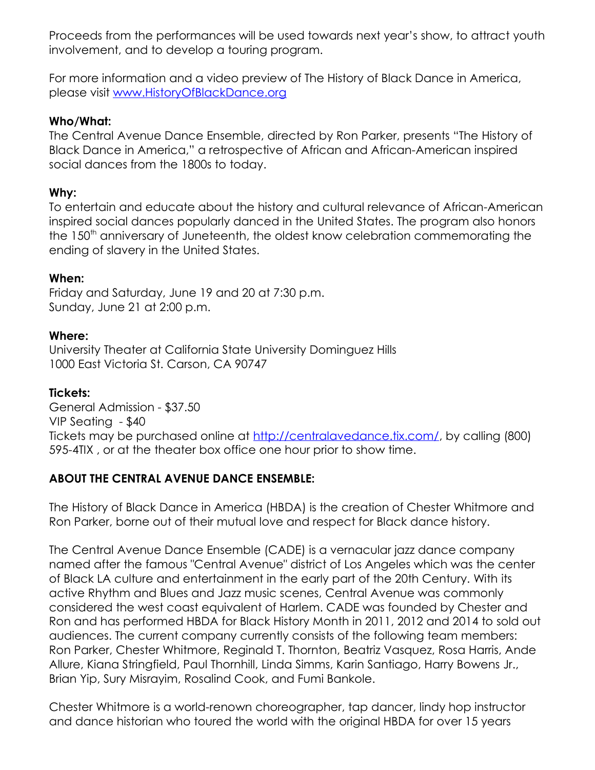Proceeds from the performances will be used towards next year's show, to attract youth involvement, and to develop a touring program.

For more information and a video preview of The History of Black Dance in America, please visit [www.HistoryOfBlackDance.org](www.HistoryOfBlackDance.org)

**Who/What:**
The Central Avenue Dance Ensemble, directed by Ron Parker, presents "The History of Black Dance in America," a retrospective of African and African-American inspired social dances from the 1800s to today.

**Why:**
To entertain and educate about the history and cultural relevance of African-American inspired social dances popularly danced in the United States. The program also honors the 150th anniversary of Juneteenth, the oldest know celebration commemorating the ending of slavery in the United States.

**When:**
Friday and Saturday, June 19 and 20 at 7:30 p.m.
Sunday, June 21 at 2:00 p.m.

**Where:**
University Theater at California State University Dominguez Hills
1000 East Victoria St. Carson, CA 90747

**Tickets:**
General Admission - $37.50
VIP Seating - $40
Tickets may be purchased online at [http://centralavedance.tix.com/](http://centralavedance.tix.com/), by calling (800) 595-4TIX , or at the theater box office one hour prior to show time.

**ABOUT THE CENTRAL AVENUE DANCE ENSEMBLE:**

The History of Black Dance in America (HBDA) is the creation of Chester Whitmore and Ron Parker, borne out of their mutual love and respect for Black dance history.

The Central Avenue Dance Ensemble (CADE) is a vernacular jazz dance company named after the famous "Central Avenue" district of Los Angeles which was the center of Black LA culture and entertainment in the early part of the 20th Century. With its active Rhythm and Blues and Jazz music scenes, Central Avenue was commonly considered the west coast equivalent of Harlem. CADE was founded by Chester and Ron and has performed HBDA for Black History Month in 2011, 2012 and 2014 to sold out audiences. The current company currently consists of the following team members: Ron Parker, Chester Whitmore, Reginald T. Thornton, Beatriz Vasquez, Rosa Harris, Ande Allure, Kiana Stringfield, Paul Thornhill, Linda Simms, Karin Santiago, Harry Bowens Jr., Brian Yip, Sury Misrayim, Rosalind Cook, and Fumi Bankole.

Chester Whitmore is a world-renown choreographer, tap dancer, lindy hop instructor and dance historian who toured the world with the original HBDA for over 15 years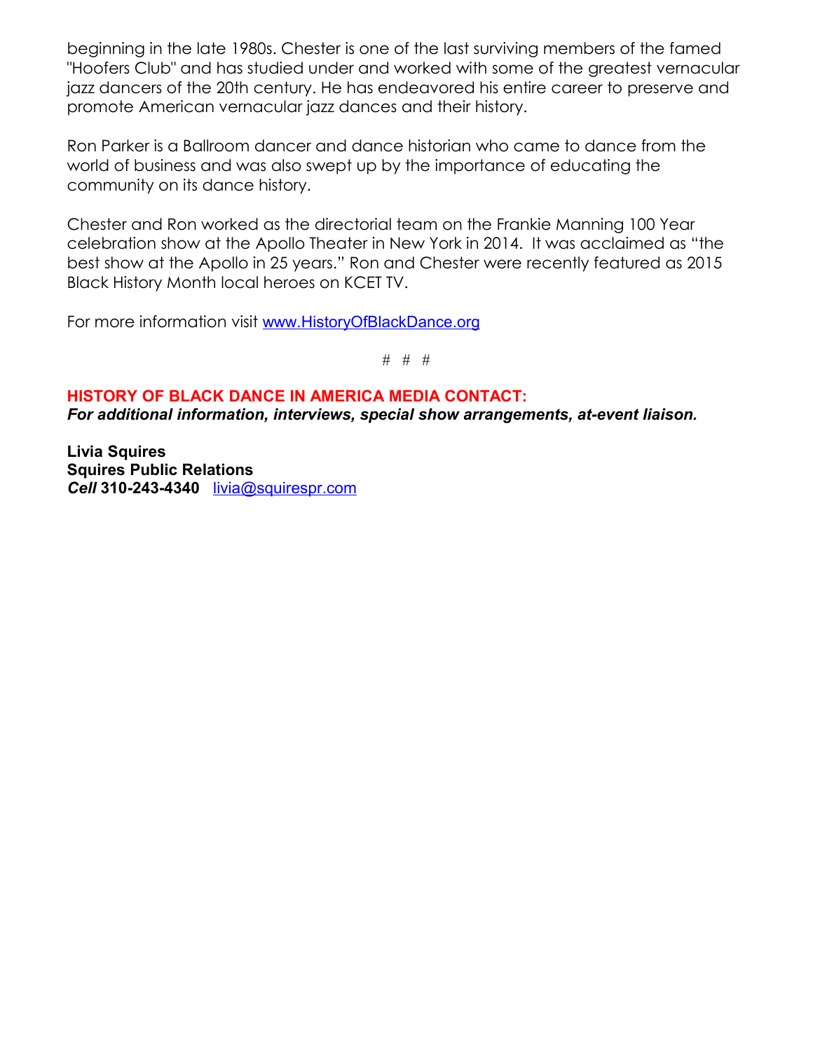beginning in the late 1980s. Chester is one of the last surviving members of the famed "Hoofers Club" and has studied under and worked with some of the greatest vernacular jazz dancers of the 20th century. He has endeavored his entire career to preserve and promote American vernacular jazz dances and their history.

Ron Parker is a Ballroom dancer and dance historian who came to dance from the world of business and was also swept up by the importance of educating the community on its dance history.

Chester and Ron worked as the directorial team on the Frankie Manning 100 Year celebration show at the Apollo Theater in New York in 2014. It was acclaimed as "the best show at the Apollo in 25 years." Ron and Chester were recently featured as 2015 Black History Month local heroes on KCET TV.

For more information visit [www.HistoryOfBlackDance.org](http://www.HistoryOfBlackDance.org)

# # #

**HISTORY OF BLACK DANCE IN AMERICA MEDIA CONTACT:**
***For additional information, interviews, special show arrangements, at-event liaison.***

**Livia Squires**
**Squires Public Relations**
***Cell* 310-243-4340** [livia@squirespr.com](mailto:livia@squirespr.com)